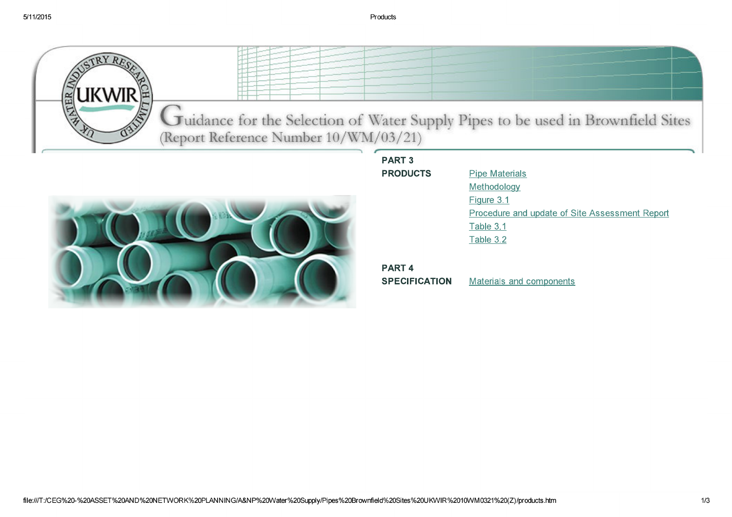# Guidance for the Selection of Water Supply Pipes to be used in Brownfield Sites
(Report Reference Number 10/WM/03/21)

| | |
|---|---|
| **PART 3** | |
| **PRODUCTS** | Pipe Materials |
| | Methodology |
| | Figure 3.1 |
| | Procedure and update of Site Assessment Report |
| | Table 3.1 |
| | Table 3.2 |
| **PART 4** | |
| **SPECIFICATION** | Materials and components |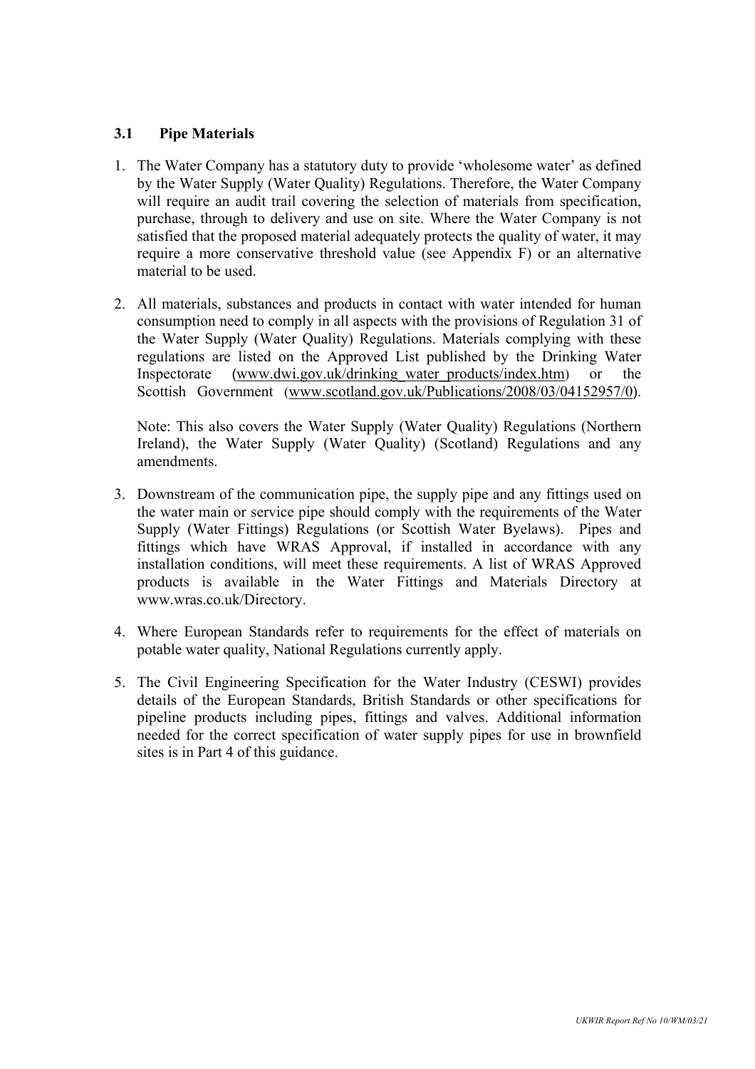### 3.1 Pipe Materials

1. The Water Company has a statutory duty to provide 'wholesome water' as defined by the Water Supply (Water Quality) Regulations. Therefore, the Water Company will require an audit trail covering the selection of materials from specification, purchase, through to delivery and use on site. Where the Water Company is not satisfied that the proposed material adequately protects the quality of water, it may require a more conservative threshold value (see Appendix F) or an alternative material to be used.

2. All materials, substances and products in contact with water intended for human consumption need to comply in all aspects with the provisions of Regulation 31 of the Water Supply (Water Quality) Regulations. Materials complying with these regulations are listed on the Approved List published by the Drinking Water Inspectorate (www.dwi.gov.uk/drinking_water_products/index.htm) or the Scottish Government (www.scotland.gov.uk/Publications/2008/03/04152957/0).

   Note: This also covers the Water Supply (Water Quality) Regulations (Northern Ireland), the Water Supply (Water Quality) (Scotland) Regulations and any amendments.

3. Downstream of the communication pipe, the supply pipe and any fittings used on the water main or service pipe should comply with the requirements of the Water Supply (Water Fittings) Regulations (or Scottish Water Byelaws). Pipes and fittings which have WRAS Approval, if installed in accordance with any installation conditions, will meet these requirements. A list of WRAS Approved products is available in the Water Fittings and Materials Directory at www.wras.co.uk/Directory.

4. Where European Standards refer to requirements for the effect of materials on potable water quality, National Regulations currently apply.

5. The Civil Engineering Specification for the Water Industry (CESWI) provides details of the European Standards, British Standards or other specifications for pipeline products including pipes, fittings and valves. Additional information needed for the correct specification of water supply pipes for use in brownfield sites is in Part 4 of this guidance.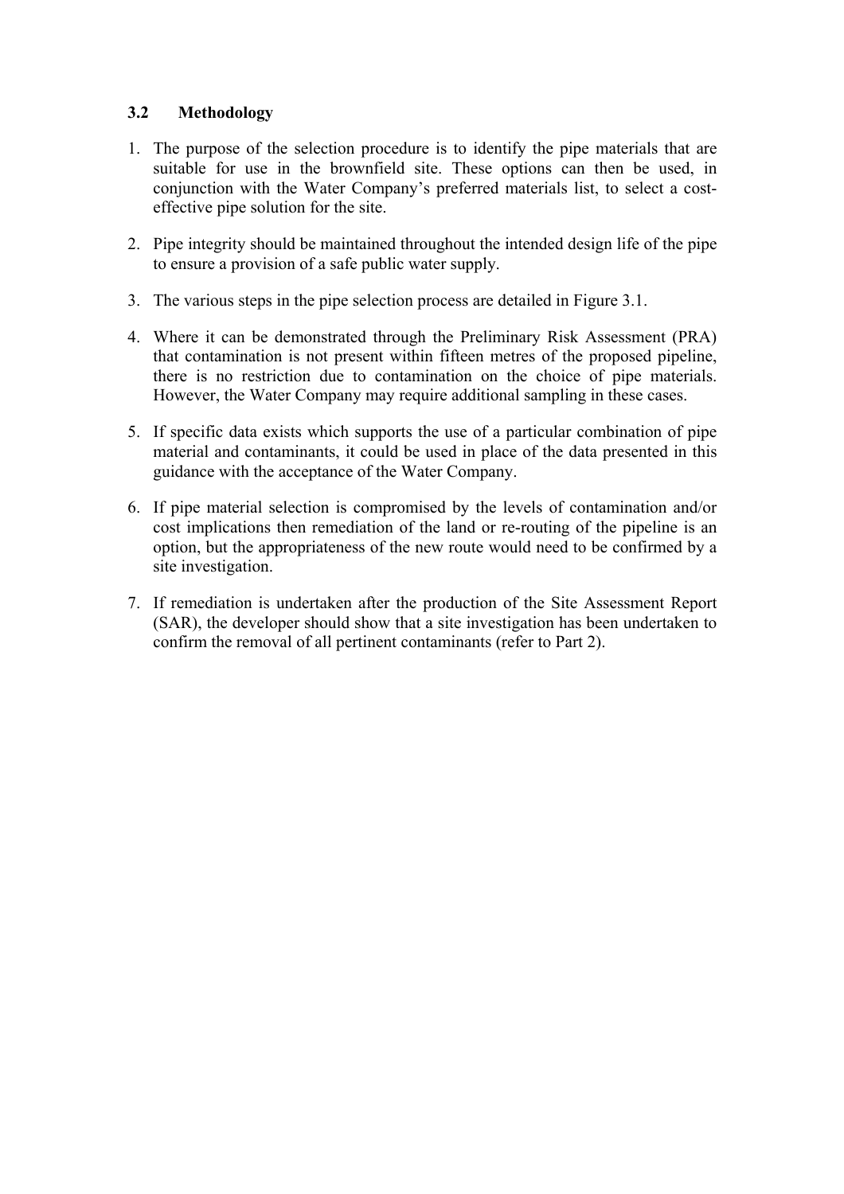### 3.2 Methodology

1. The purpose of the selection procedure is to identify the pipe materials that are suitable for use in the brownfield site. These options can then be used, in conjunction with the Water Company's preferred materials list, to select a cost-effective pipe solution for the site.

2. Pipe integrity should be maintained throughout the intended design life of the pipe to ensure a provision of a safe public water supply.

3. The various steps in the pipe selection process are detailed in Figure 3.1.

4. Where it can be demonstrated through the Preliminary Risk Assessment (PRA) that contamination is not present within fifteen metres of the proposed pipeline, there is no restriction due to contamination on the choice of pipe materials. However, the Water Company may require additional sampling in these cases.

5. If specific data exists which supports the use of a particular combination of pipe material and contaminants, it could be used in place of the data presented in this guidance with the acceptance of the Water Company.

6. If pipe material selection is compromised by the levels of contamination and/or cost implications then remediation of the land or re-routing of the pipeline is an option, but the appropriateness of the new route would need to be confirmed by a site investigation.

7. If remediation is undertaken after the production of the Site Assessment Report (SAR), the developer should show that a site investigation has been undertaken to confirm the removal of all pertinent contaminants (refer to Part 2).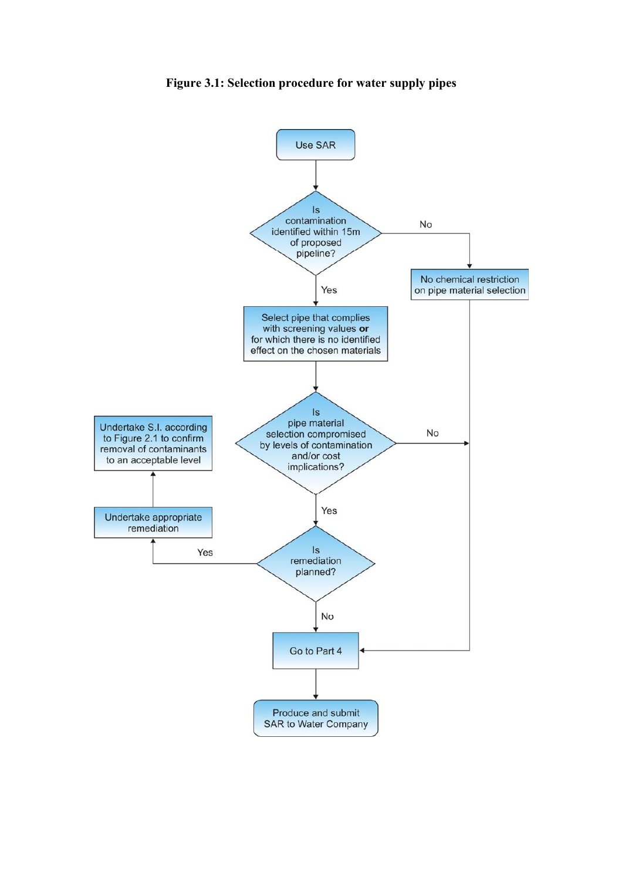**Figure 3.1: Selection procedure for water supply pipes**

Use SAR

Is contamination identified within 15m of proposed pipeline?

No

No chemical restriction on pipe material selection

Yes

Select pipe that complies with screening values **or** for which there is no identified effect on the chosen materials

Is pipe material selection compromised by levels of contamination and/or cost implications?

No

Undertake S.I. according to Figure 2.1 to confirm removal of contaminants to an acceptable level

Yes

Undertake appropriate remediation

Yes

Is remediation planned?

No

Go to Part 4

Produce and submit SAR to Water Company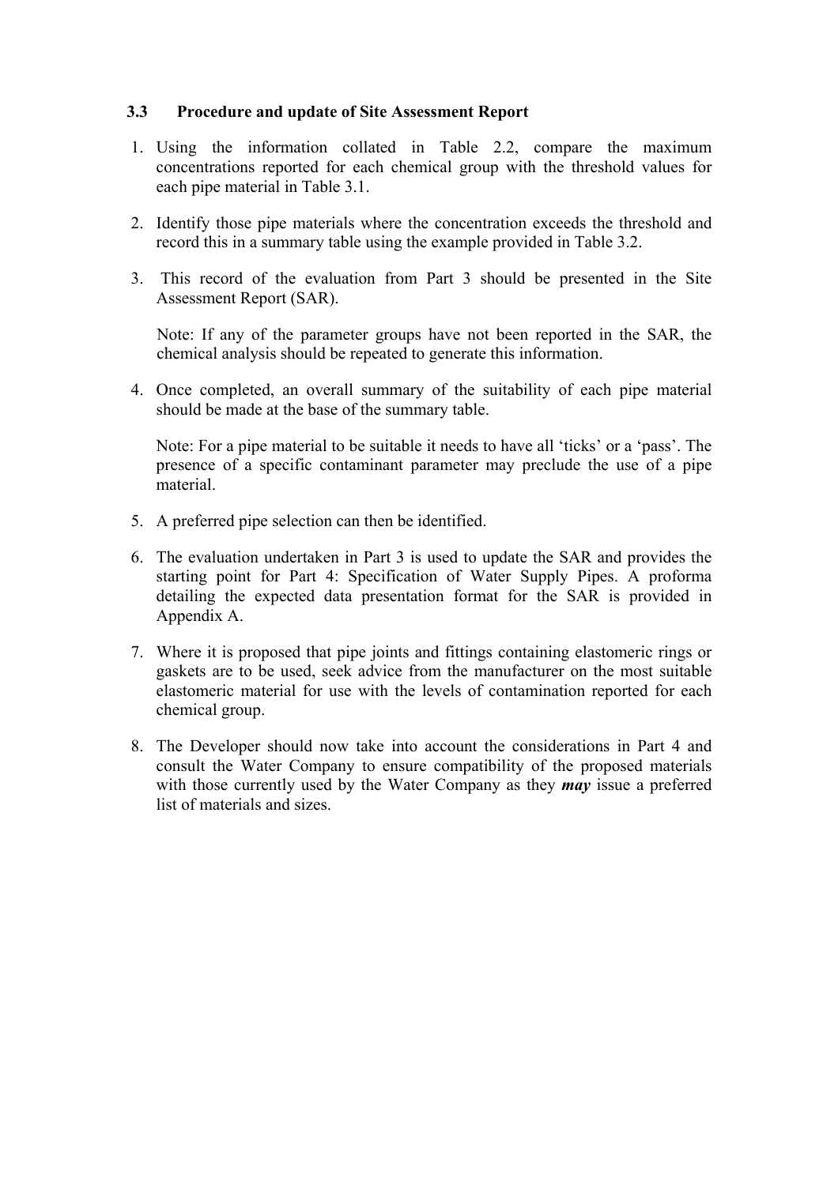### 3.3 Procedure and update of Site Assessment Report

1. Using the information collated in Table 2.2, compare the maximum concentrations reported for each chemical group with the threshold values for each pipe material in Table 3.1.

2. Identify those pipe materials where the concentration exceeds the threshold and record this in a summary table using the example provided in Table 3.2.

3. This record of the evaluation from Part 3 should be presented in the Site Assessment Report (SAR).

   Note: If any of the parameter groups have not been reported in the SAR, the chemical analysis should be repeated to generate this information.

4. Once completed, an overall summary of the suitability of each pipe material should be made at the base of the summary table.

   Note: For a pipe material to be suitable it needs to have all 'ticks' or a 'pass'. The presence of a specific contaminant parameter may preclude the use of a pipe material.

5. A preferred pipe selection can then be identified.

6. The evaluation undertaken in Part 3 is used to update the SAR and provides the starting point for Part 4: Specification of Water Supply Pipes. A proforma detailing the expected data presentation format for the SAR is provided in Appendix A.

7. Where it is proposed that pipe joints and fittings containing elastomeric rings or gaskets are to be used, seek advice from the manufacturer on the most suitable elastomeric material for use with the levels of contamination reported for each chemical group.

8. The Developer should now take into account the considerations in Part 4 and consult the Water Company to ensure compatibility of the proposed materials with those currently used by the Water Company as they ***may*** issue a preferred list of materials and sizes.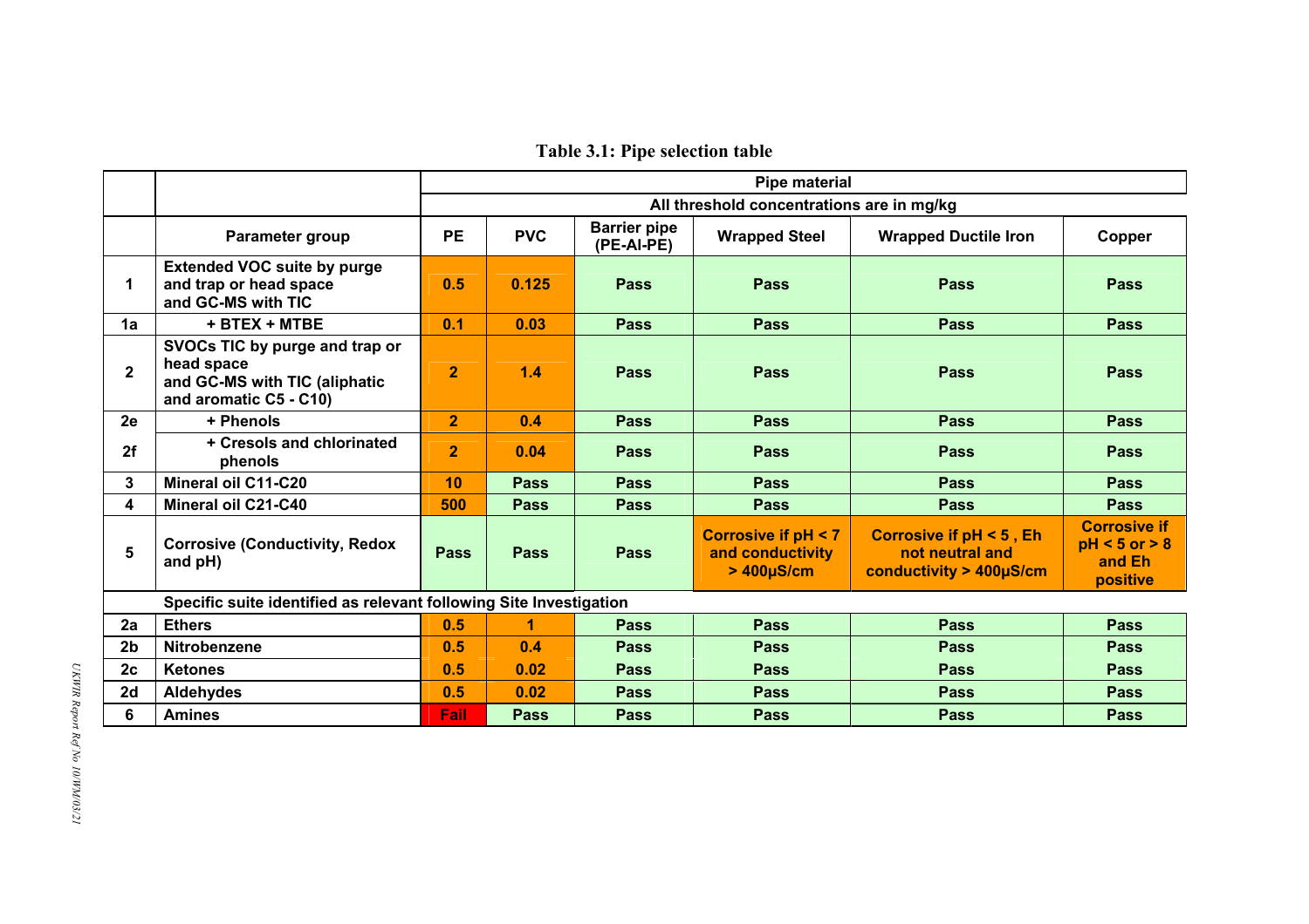**Table 3.1: Pipe selection table**

| | | Pipe material | | | | | |
|---|---|---|---|---|---|---|---|
| | | All threshold concentrations are in mg/kg | | | | | |
| | **Parameter group** | **PE** | **PVC** | **Barrier pipe (PE-Al-PE)** | **Wrapped Steel** | **Wrapped Ductile Iron** | **Copper** |
| **1** | **Extended VOC suite by purge and trap or head space and GC-MS with TIC** | **0.5** | **0.125** | **Pass** | **Pass** | **Pass** | **Pass** |
| **1a** | **+ BTEX + MTBE** | **0.1** | **0.03** | **Pass** | **Pass** | **Pass** | **Pass** |
| **2** | **SVOCs TIC by purge and trap or head space and GC-MS with TIC (aliphatic and aromatic C5 - C10)** | **2** | **1.4** | **Pass** | **Pass** | **Pass** | **Pass** |
| **2e** | **+ Phenols** | **2** | **0.4** | **Pass** | **Pass** | **Pass** | **Pass** |
| **2f** | **+ Cresols and chlorinated phenols** | **2** | **0.04** | **Pass** | **Pass** | **Pass** | **Pass** |
| **3** | **Mineral oil C11-C20** | **10** | **Pass** | **Pass** | **Pass** | **Pass** | **Pass** |
| **4** | **Mineral oil C21-C40** | **500** | **Pass** | **Pass** | **Pass** | **Pass** | **Pass** |
| **5** | **Corrosive (Conductivity, Redox and pH)** | **Pass** | **Pass** | **Pass** | **Corrosive if pH < 7 and conductivity > 400µS/cm** | **Corrosive if pH < 5 , Eh not neutral and conductivity > 400µS/cm** | **Corrosive if pH < 5 or > 8 and Eh positive** |
| | **Specific suite identified as relevant following Site Investigation** | | | | | | |
| **2a** | **Ethers** | **0.5** | **1** | **Pass** | **Pass** | **Pass** | **Pass** |
| **2b** | **Nitrobenzene** | **0.5** | **0.4** | **Pass** | **Pass** | **Pass** | **Pass** |
| **2c** | **Ketones** | **0.5** | **0.02** | **Pass** | **Pass** | **Pass** | **Pass** |
| **2d** | **Aldehydes** | **0.5** | **0.02** | **Pass** | **Pass** | **Pass** | **Pass** |
| **6** | **Amines** | **Fail** | **Pass** | **Pass** | **Pass** | **Pass** | **Pass** |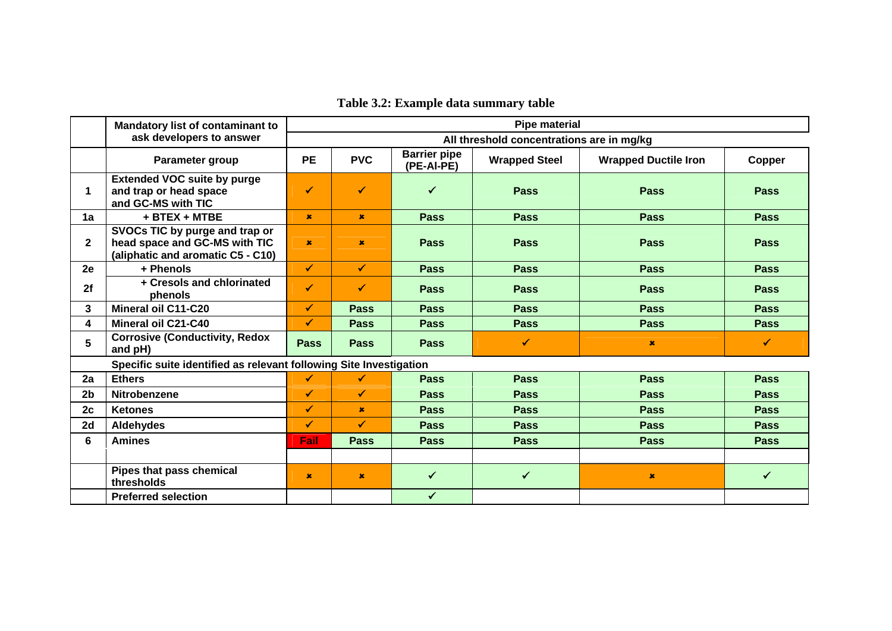**Table 3.2: Example data summary table**

| | Mandatory list of contaminant to ask developers to answer | Pipe material | | | | | |
|---|---|---|---|---|---|---|---|
| | | All threshold concentrations are in mg/kg | | | | | |
| | **Parameter group** | **PE** | **PVC** | **Barrier pipe (PE-Al-PE)** | **Wrapped Steel** | **Wrapped Ductile Iron** | **Copper** |
| 1 | Extended VOC suite by purge and trap or head space and GC-MS with TIC | ✓ | ✓ | ✓ | Pass | Pass | Pass |
| 1a | + BTEX + MTBE | ✗ | ✗ | Pass | Pass | Pass | Pass |
| 2 | SVOCs TIC by purge and trap or head space and GC-MS with TIC (aliphatic and aromatic C5 - C10) | ✗ | ✗ | Pass | Pass | Pass | Pass |
| 2e | + Phenols | ✓ | ✓ | Pass | Pass | Pass | Pass |
| 2f | + Cresols and chlorinated phenols | ✓ | ✓ | Pass | Pass | Pass | Pass |
| 3 | Mineral oil C11-C20 | ✓ | Pass | Pass | Pass | Pass | Pass |
| 4 | Mineral oil C21-C40 | ✓ | Pass | Pass | Pass | Pass | Pass |
| 5 | Corrosive (Conductivity, Redox and pH) | Pass | Pass | Pass | ✓ | ✗ | ✓ |
| | Specific suite identified as relevant following Site Investigation | | | | | | |
| 2a | Ethers | ✓ | ✓ | Pass | Pass | Pass | Pass |
| 2b | Nitrobenzene | ✓ | ✓ | Pass | Pass | Pass | Pass |
| 2c | Ketones | ✓ | ✗ | Pass | Pass | Pass | Pass |
| 2d | Aldehydes | ✓ | ✓ | Pass | Pass | Pass | Pass |
| 6 | Amines | Fail | Pass | Pass | Pass | Pass | Pass |
| | | | | | | | |
| | Pipes that pass chemical thresholds | ✗ | ✗ | ✓ | ✓ | ✗ | ✓ |
| | Preferred selection | | | ✓ | | | |